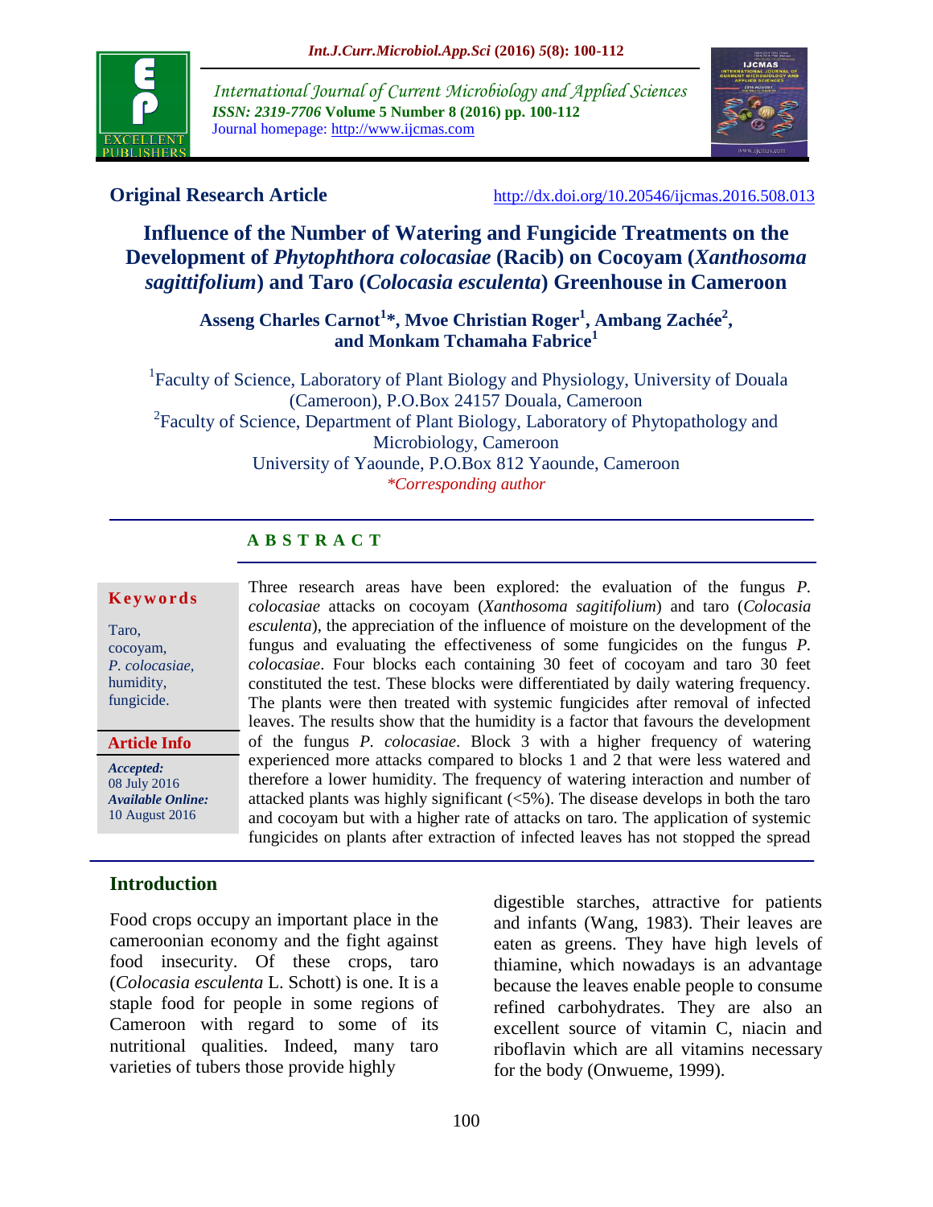**Original Research Article**

http://dx.doi.org/10.20546/ijcmas.2016.508.013

# Influence of the Number of Watering and Fungicide Treatments on the Development of *Phytophthora colocasiae* (Racib) on Cocoyam (*Xanthosoma sagittifolium*) and Taro (*Colocasia esculenta*) Greenhouse in Cameroon

**Asseng Charles Carnot[1]\*, Mvoe Christian Roger[1], Ambang Zachée[2], and Monkam Tchamaha Fabrice[1]**

[1]Faculty of Science, Laboratory of Plant Biology and Physiology, University of Douala (Cameroon), P.O.Box 24157 Douala, Cameroon

[2]Faculty of Science, Department of Plant Biology, Laboratory of Phytopathology and Microbiology, Cameroon
University of Yaounde, P.O.Box 812 Yaounde, Cameroon

*\*Corresponding author*

## A B S T R A C T

**Keywords**

Taro, cocoyam, *P. colocasiae,* humidity, fungicide.

**Article Info**

***Accepted:*** 08 July 2016
***Available Online:*** 10 August 2016

Three research areas have been explored: the evaluation of the fungus *P. colocasiae* attacks on cocoyam (*Xanthosoma sagitifolium*) and taro (*Colocasia esculenta*), the appreciation of the influence of moisture on the development of the fungus and evaluating the effectiveness of some fungicides on the fungus *P. colocasiae*. Four blocks each containing 30 feet of cocoyam and taro 30 feet constituted the test. These blocks were differentiated by daily watering frequency. The plants were then treated with systemic fungicides after removal of infected leaves. The results show that the humidity is a factor that favours the development of the fungus *P. colocasiae*. Block 3 with a higher frequency of watering experienced more attacks compared to blocks 1 and 2 that were less watered and therefore a lower humidity. The frequency of watering interaction and number of attacked plants was highly significant (<5%). The disease develops in both the taro and cocoyam but with a higher rate of attacks on taro. The application of systemic fungicides on plants after extraction of infected leaves has not stopped the spread

## Introduction

Food crops occupy an important place in the cameroonian economy and the fight against food insecurity. Of these crops, taro (*Colocasia esculenta* L. Schott) is one. It is a staple food for people in some regions of Cameroon with regard to some of its nutritional qualities. Indeed, many taro varieties of tubers those provide highly digestible starches, attractive for patients and infants (Wang, 1983). Their leaves are eaten as greens. They have high levels of thiamine, which nowadays is an advantage because the leaves enable people to consume refined carbohydrates. They are also an excellent source of vitamin C, niacin and riboflavin which are all vitamins necessary for the body (Onwueme, 1999).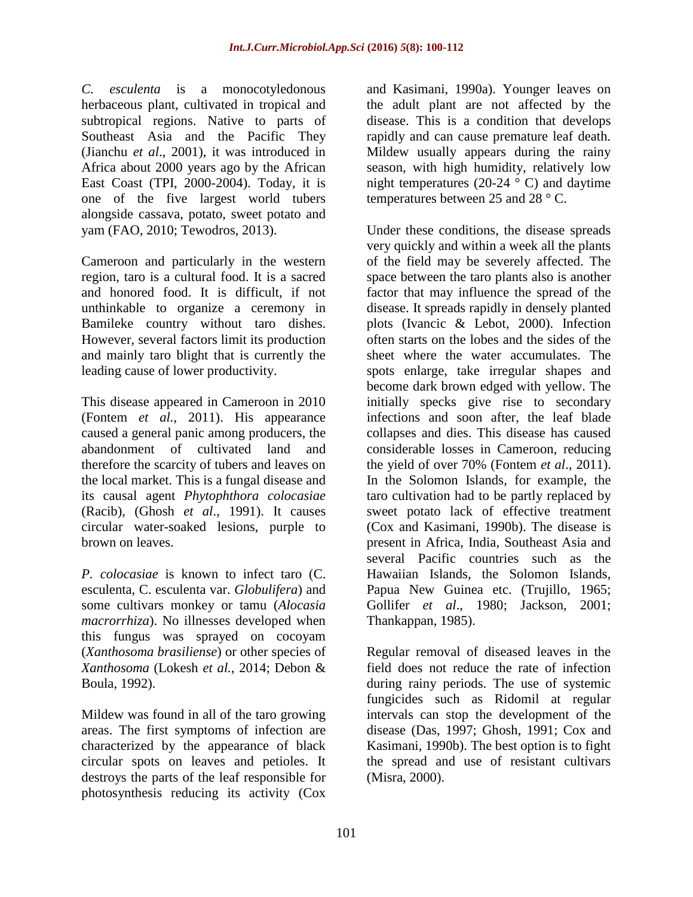*C. esculenta* is a monocotyledonous herbaceous plant, cultivated in tropical and subtropical regions. Native to parts of Southeast Asia and the Pacific They (Jianchu *et al*., 2001), it was introduced in Africa about 2000 years ago by the African East Coast (TPI, 2000-2004). Today, it is one of the five largest world tubers alongside cassava, potato, sweet potato and yam (FAO, 2010; Tewodros, 2013).

Cameroon and particularly in the western region, taro is a cultural food. It is a sacred and honored food. It is difficult, if not unthinkable to organize a ceremony in Bamileke country without taro dishes. However, several factors limit its production and mainly taro blight that is currently the leading cause of lower productivity.

This disease appeared in Cameroon in 2010 (Fontem *et al.*, 2011). His appearance caused a general panic among producers, the abandonment of cultivated land and therefore the scarcity of tubers and leaves on the local market. This is a fungal disease and its causal agent *Phytophthora colocasiae* (Racib), (Ghosh *et al*., 1991). It causes circular water-soaked lesions, purple to brown on leaves.

*P. colocasiae* is known to infect taro (C. esculenta, C. esculenta var. *Globulifera*) and some cultivars monkey or tamu (*Alocasia macrorrhiza*). No illnesses developed when this fungus was sprayed on cocoyam (*Xanthosoma brasiliense*) or other species of *Xanthosoma* (Lokesh *et al.*, 2014; Debon & Boula, 1992).

Mildew was found in all of the taro growing areas. The first symptoms of infection are characterized by the appearance of black circular spots on leaves and petioles. It destroys the parts of the leaf responsible for photosynthesis reducing its activity (Cox and Kasimani, 1990a). Younger leaves on the adult plant are not affected by the disease. This is a condition that develops rapidly and can cause premature leaf death. Mildew usually appears during the rainy season, with high humidity, relatively low night temperatures (20-24 ° C) and daytime temperatures between 25 and 28 ° C.

Under these conditions, the disease spreads very quickly and within a week all the plants of the field may be severely affected. The space between the taro plants also is another factor that may influence the spread of the disease. It spreads rapidly in densely planted plots (Ivancic & Lebot, 2000). Infection often starts on the lobes and the sides of the sheet where the water accumulates. The spots enlarge, take irregular shapes and become dark brown edged with yellow. The initially specks give rise to secondary infections and soon after, the leaf blade collapses and dies. This disease has caused considerable losses in Cameroon, reducing the yield of over 70% (Fontem *et al*., 2011). In the Solomon Islands, for example, the taro cultivation had to be partly replaced by sweet potato lack of effective treatment (Cox and Kasimani, 1990b). The disease is present in Africa, India, Southeast Asia and several Pacific countries such as the Hawaiian Islands, the Solomon Islands, Papua New Guinea etc. (Trujillo, 1965; Gollifer *et al*., 1980; Jackson, 2001; Thankappan, 1985).

Regular removal of diseased leaves in the field does not reduce the rate of infection during rainy periods. The use of systemic fungicides such as Ridomil at regular intervals can stop the development of the disease (Das, 1997; Ghosh, 1991; Cox and Kasimani, 1990b). The best option is to fight the spread and use of resistant cultivars (Misra, 2000).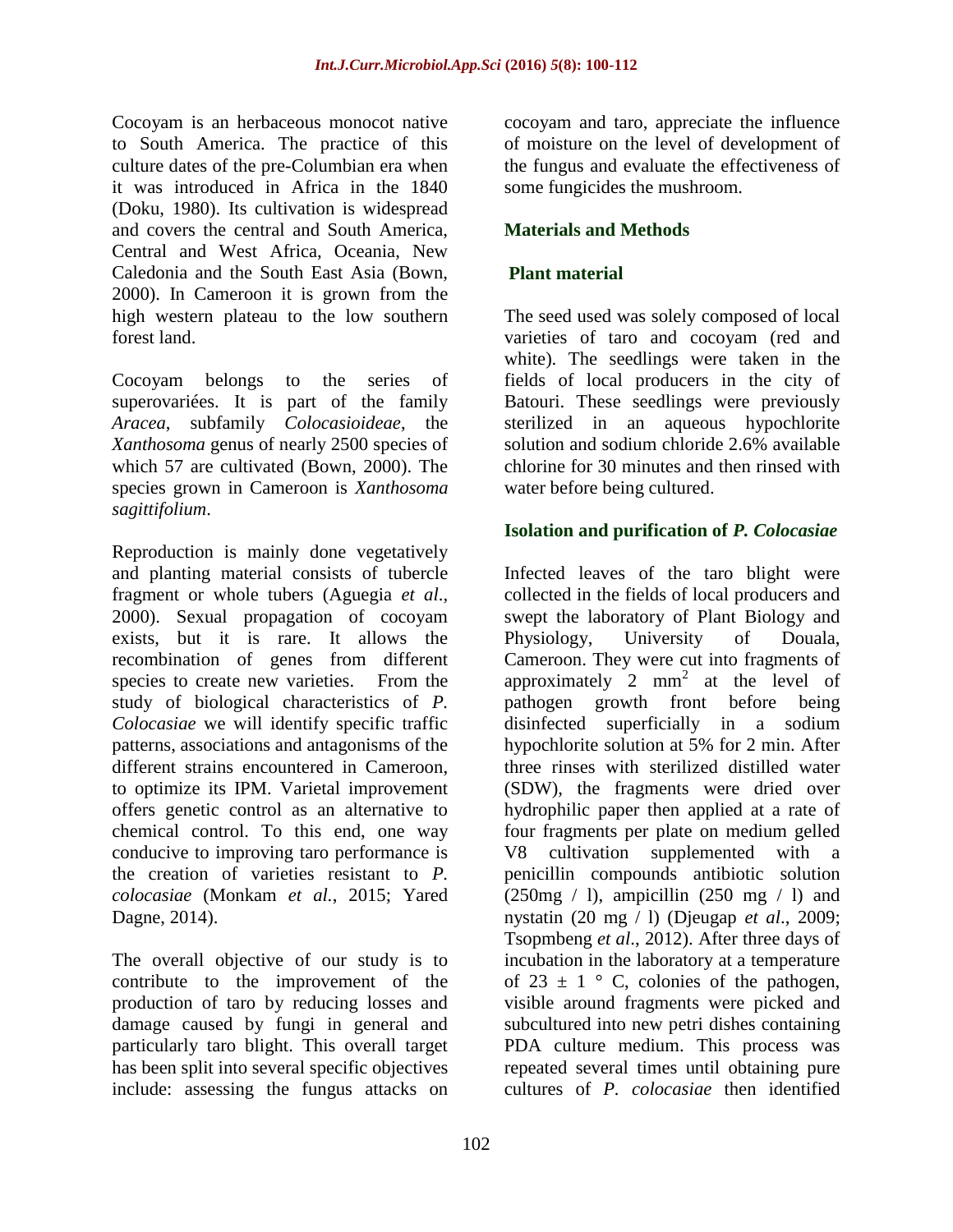Cocoyam is an herbaceous monocot native to South America. The practice of this culture dates of the pre-Columbian era when it was introduced in Africa in the 1840 (Doku, 1980). Its cultivation is widespread and covers the central and South America, Central and West Africa, Oceania, New Caledonia and the South East Asia (Bown, 2000). In Cameroon it is grown from the high western plateau to the low southern forest land.

Cocoyam belongs to the series of superovariées. It is part of the family *Aracea*, subfamily *Colocasioideae*, the *Xanthosoma* genus of nearly 2500 species of which 57 are cultivated (Bown, 2000). The species grown in Cameroon is *Xanthosoma sagittifolium*.

Reproduction is mainly done vegetatively and planting material consists of tubercle fragment or whole tubers (Aguegia *et al*., 2000). Sexual propagation of cocoyam exists, but it is rare. It allows the recombination of genes from different species to create new varieties. From the study of biological characteristics of *P. Colocasiae* we will identify specific traffic patterns, associations and antagonisms of the different strains encountered in Cameroon, to optimize its IPM. Varietal improvement offers genetic control as an alternative to chemical control. To this end, one way conducive to improving taro performance is the creation of varieties resistant to *P. colocasiae* (Monkam *et al.*, 2015; Yared Dagne, 2014).

The overall objective of our study is to contribute to the improvement of the production of taro by reducing losses and damage caused by fungi in general and particularly taro blight. This overall target has been split into several specific objectives include: assessing the fungus attacks on cocoyam and taro, appreciate the influence of moisture on the level of development of the fungus and evaluate the effectiveness of some fungicides the mushroom.

## Materials and Methods

### Plant material

The seed used was solely composed of local varieties of taro and cocoyam (red and white). The seedlings were taken in the fields of local producers in the city of Batouri. These seedlings were previously sterilized in an aqueous hypochlorite solution and sodium chloride 2.6% available chlorine for 30 minutes and then rinsed with water before being cultured.

### Isolation and purification of *P. Colocasiae*

Infected leaves of the taro blight were collected in the fields of local producers and swept the laboratory of Plant Biology and Physiology, University of Douala, Cameroon. They were cut into fragments of approximately 2 $mm^2$ at the level of pathogen growth front before being disinfected superficially in a sodium hypochlorite solution at 5% for 2 min. After three rinses with sterilized distilled water (SDW), the fragments were dried over hydrophilic paper then applied at a rate of four fragments per plate on medium gelled V8 cultivation supplemented with a penicillin compounds antibiotic solution (250mg / l), ampicillin (250 mg / l) and nystatin (20 mg / l) (Djeugap *et al*., 2009; Tsopmbeng *et al*., 2012). After three days of incubation in the laboratory at a temperature of 23 ± 1 ° C, colonies of the pathogen, visible around fragments were picked and subcultured into new petri dishes containing PDA culture medium. This process was repeated several times until obtaining pure cultures of *P. colocasiae* then identified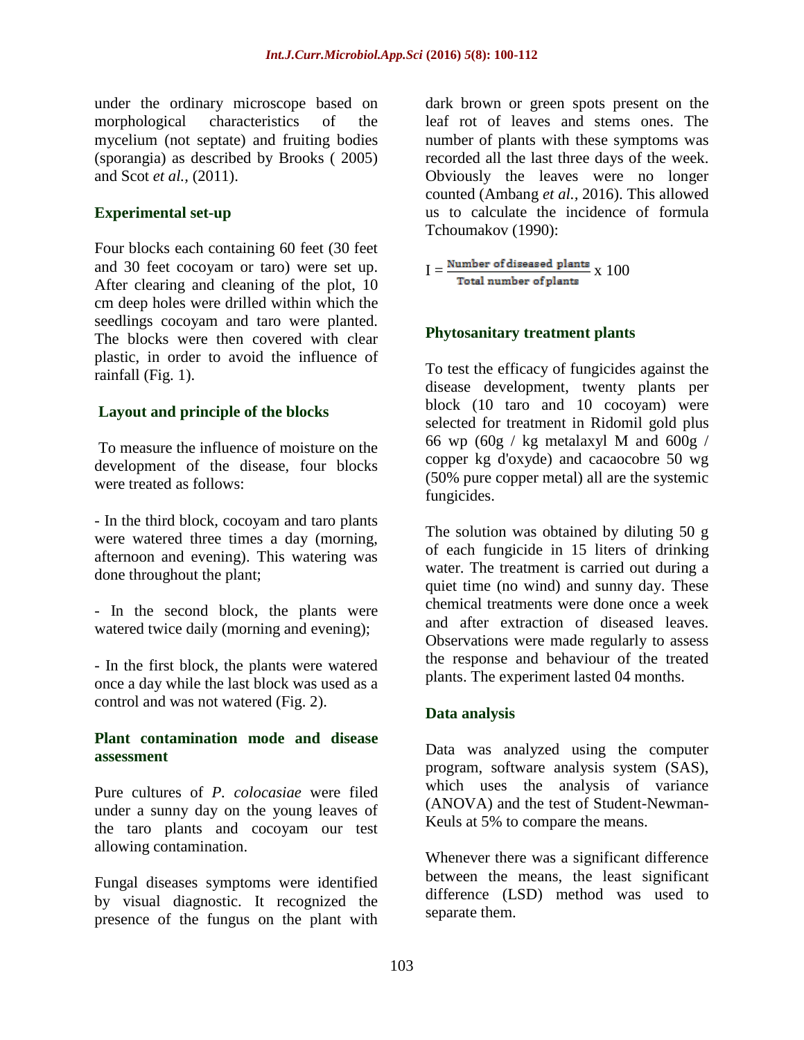under the ordinary microscope based on morphological characteristics of the mycelium (not septate) and fruiting bodies (sporangia) as described by Brooks ( 2005) and Scot *et al.,* (2011).

### Experimental set-up

Four blocks each containing 60 feet (30 feet and 30 feet cocoyam or taro) were set up. After clearing and cleaning of the plot, 10 cm deep holes were drilled within which the seedlings cocoyam and taro were planted. The blocks were then covered with clear plastic, in order to avoid the influence of rainfall (Fig. 1).

### Layout and principle of the blocks

To measure the influence of moisture on the development of the disease, four blocks were treated as follows:

- In the third block, cocoyam and taro plants were watered three times a day (morning, afternoon and evening). This watering was done throughout the plant;

- In the second block, the plants were watered twice daily (morning and evening);

- In the first block, the plants were watered once a day while the last block was used as a control and was not watered (Fig. 2).

### Plant contamination mode and disease assessment

Pure cultures of *P. colocasiae* were filed under a sunny day on the young leaves of the taro plants and cocoyam our test allowing contamination.

Fungal diseases symptoms were identified by visual diagnostic. It recognized the presence of the fungus on the plant with dark brown or green spots present on the leaf rot of leaves and stems ones. The number of plants with these symptoms was recorded all the last three days of the week. Obviously the leaves were no longer counted (Ambang *et al.,* 2016). This allowed us to calculate the incidence of formula Tchoumakov (1990):

$$I = \frac{\text{Number of diseased plants}}{\text{Total number of plants}} \times 100$$

### Phytosanitary treatment plants

To test the efficacy of fungicides against the disease development, twenty plants per block (10 taro and 10 cocoyam) were selected for treatment in Ridomil gold plus 66 wp (60g / kg metalaxyl M and 600g / copper kg d'oxyde) and cacaocobre 50 wg (50% pure copper metal) all are the systemic fungicides.

The solution was obtained by diluting 50 g of each fungicide in 15 liters of drinking water. The treatment is carried out during a quiet time (no wind) and sunny day. These chemical treatments were done once a week and after extraction of diseased leaves. Observations were made regularly to assess the response and behaviour of the treated plants. The experiment lasted 04 months.

### Data analysis

Data was analyzed using the computer program, software analysis system (SAS), which uses the analysis of variance (ANOVA) and the test of Student-Newman-Keuls at 5% to compare the means.

Whenever there was a significant difference between the means, the least significant difference (LSD) method was used to separate them.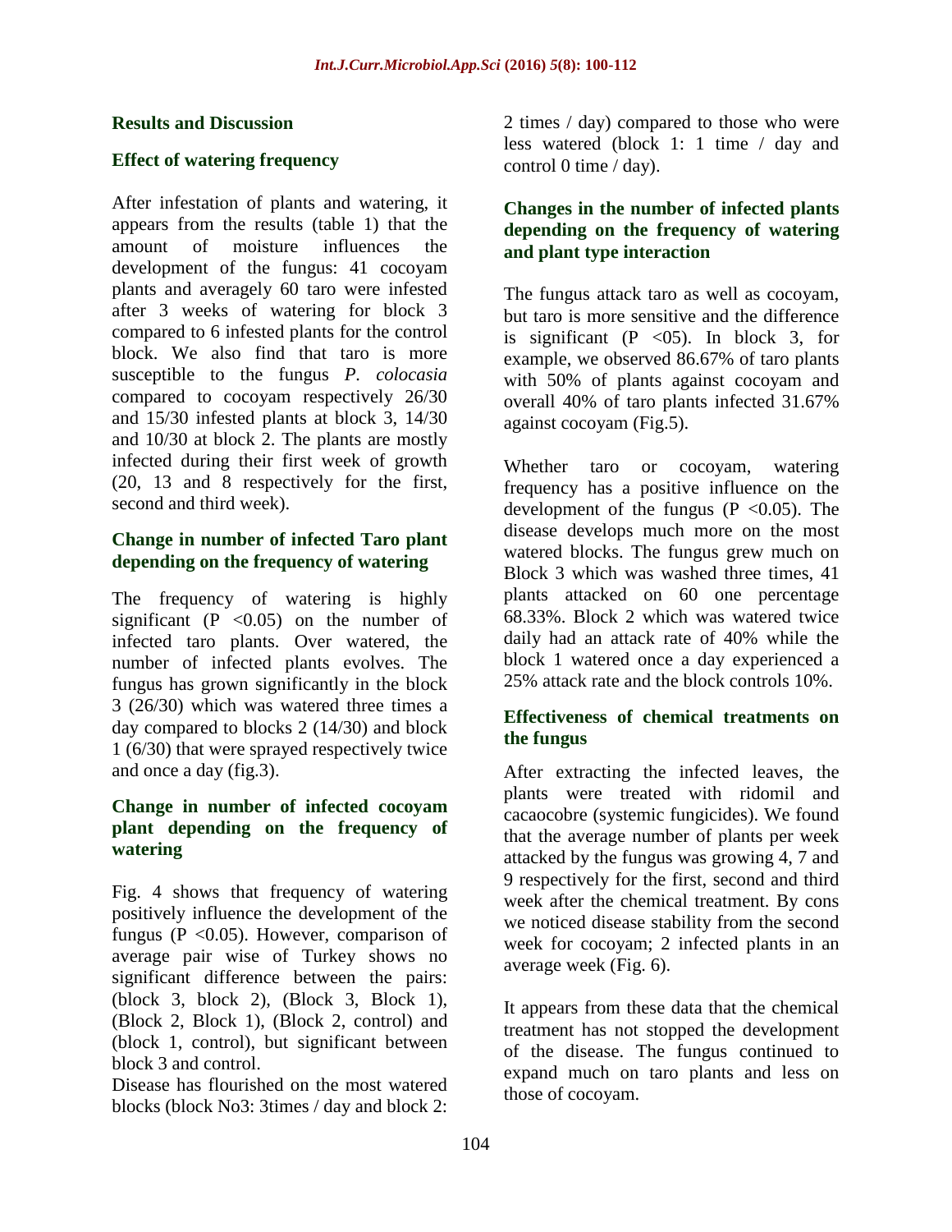## Results and Discussion

### Effect of watering frequency

After infestation of plants and watering, it appears from the results (table 1) that the amount of moisture influences the development of the fungus: 41 cocoyam plants and averagely 60 taro were infested after 3 weeks of watering for block 3 compared to 6 infested plants for the control block. We also find that taro is more susceptible to the fungus *P. colocasia* compared to cocoyam respectively 26/30 and 15/30 infested plants at block 3, 14/30 and 10/30 at block 2. The plants are mostly infected during their first week of growth (20, 13 and 8 respectively for the first, second and third week).

### Change in number of infected Taro plant depending on the frequency of watering

The frequency of watering is highly significant ($P < 0.05$) on the number of infected taro plants. Over watered, the number of infected plants evolves. The fungus has grown significantly in the block 3 (26/30) which was watered three times a day compared to blocks 2 (14/30) and block 1 (6/30) that were sprayed respectively twice and once a day (fig.3).

### Change in number of infected cocoyam plant depending on the frequency of watering

Fig. 4 shows that frequency of watering positively influence the development of the fungus ($P < 0.05$). However, comparison of average pair wise of Turkey shows no significant difference between the pairs: (block 3, block 2), (Block 3, Block 1), (Block 2, Block 1), (Block 2, control) and (block 1, control), but significant between block 3 and control.

Disease has flourished on the most watered blocks (block No3: 3times / day and block 2: 2 times / day) compared to those who were less watered (block 1: 1 time / day and control 0 time / day).

### Changes in the number of infected plants depending on the frequency of watering and plant type interaction

The fungus attack taro as well as cocoyam, but taro is more sensitive and the difference is significant ($P < 05$). In block 3, for example, we observed 86.67% of taro plants with 50% of plants against cocoyam and overall 40% of taro plants infected 31.67% against cocoyam (Fig.5).

Whether taro or cocoyam, watering frequency has a positive influence on the development of the fungus ($P < 0.05$). The disease develops much more on the most watered blocks. The fungus grew much on Block 3 which was washed three times, 41 plants attacked on 60 one percentage 68.33%. Block 2 which was watered twice daily had an attack rate of 40% while the block 1 watered once a day experienced a 25% attack rate and the block controls 10%.

### Effectiveness of chemical treatments on the fungus

After extracting the infected leaves, the plants were treated with ridomil and cacaocobre (systemic fungicides). We found that the average number of plants per week attacked by the fungus was growing 4, 7 and 9 respectively for the first, second and third week after the chemical treatment. By cons we noticed disease stability from the second week for cocoyam; 2 infected plants in an average week (Fig. 6).

It appears from these data that the chemical treatment has not stopped the development of the disease. The fungus continued to expand much on taro plants and less on those of cocoyam.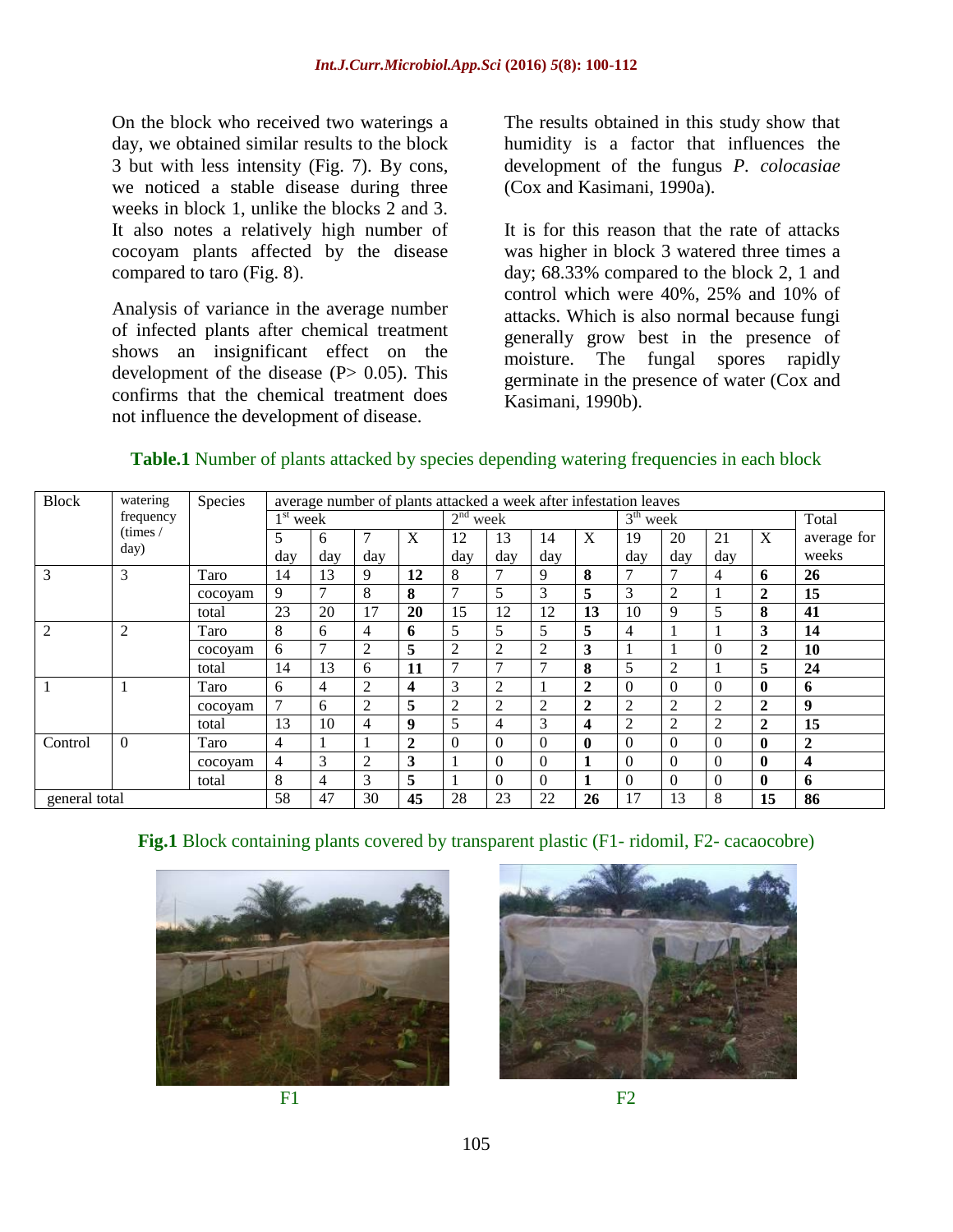On the block who received two waterings a day, we obtained similar results to the block 3 but with less intensity (Fig. 7). By cons, we noticed a stable disease during three weeks in block 1, unlike the blocks 2 and 3. It also notes a relatively high number of cocoyam plants affected by the disease compared to taro (Fig. 8).

Analysis of variance in the average number of infected plants after chemical treatment shows an insignificant effect on the development of the disease ($P > 0.05$). This confirms that the chemical treatment does not influence the development of disease.

The results obtained in this study show that humidity is a factor that influences the development of the fungus *P. colocasiae* (Cox and Kasimani, 1990a).

It is for this reason that the rate of attacks was higher in block 3 watered three times a day; 68.33% compared to the block 2, 1 and control which were 40%, 25% and 10% of attacks. Which is also normal because fungi generally grow best in the presence of moisture. The fungal spores rapidly germinate in the presence of water (Cox and Kasimani, 1990b).

**Table.1** Number of plants attacked by species depending watering frequencies in each block

| Block | watering frequency (times / day) | Species | average number of plants attacked a week after infestation leaves | | | | | | | | | | | | |
|---|---|---|---|---|---|---|---|---|---|---|---|---|---|---|---|
| | | | 1st week | | | | 2nd week | | | | 3th week | | | | Total |
| | | | 5 day | 6 day | 7 day | X | 12 day | 13 day | 14 day | X | 19 day | 20 day | 21 day | X | average for weeks |
| 3 | 3 | Taro | 14 | 13 | 9 | **12** | 8 | 7 | 9 | **8** | 7 | 7 | 4 | **6** | **26** |
| | | cocoyam | 9 | 7 | 8 | **8** | 7 | 5 | 3 | **5** | 3 | 2 | 1 | **2** | **15** |
| | | total | 23 | 20 | 17 | **20** | 15 | 12 | 12 | **13** | 10 | 9 | 5 | **8** | **41** |
| 2 | 2 | Taro | 8 | 6 | 4 | **6** | 5 | 5 | 5 | **5** | 4 | 1 | 1 | **3** | **14** |
| | | cocoyam | 6 | 7 | 2 | **5** | 2 | 2 | 2 | **3** | 1 | 1 | 0 | **2** | **10** |
| | | total | 14 | 13 | 6 | **11** | 7 | 7 | 7 | **8** | 5 | 2 | 1 | **5** | **24** |
| 1 | 1 | Taro | 6 | 4 | 2 | **4** | 3 | 2 | 1 | **2** | 0 | 0 | 0 | **0** | **6** |
| | | cocoyam | 7 | 6 | 2 | **5** | 2 | 2 | 2 | **2** | 2 | 2 | 2 | **2** | **9** |
| | | total | 13 | 10 | 4 | **9** | 5 | 4 | 3 | **4** | 2 | 2 | 2 | **2** | **15** |
| Control | 0 | Taro | 4 | 1 | 1 | **2** | 0 | 0 | 0 | **0** | 0 | 0 | 0 | **0** | **2** |
| | | cocoyam | 4 | 3 | 2 | **3** | 1 | 0 | 0 | **1** | 0 | 0 | 0 | **0** | **4** |
| | | total | 8 | 4 | 3 | **5** | 1 | 0 | 0 | **1** | 0 | 0 | 0 | **0** | **6** |
| general total | | | 58 | 47 | 30 | **45** | 28 | 23 | 22 | **26** | 17 | 13 | 8 | **15** | **86** |

**Fig.1** Block containing plants covered by transparent plastic (F1- ridomil, F2- cacaocobre)

F1

F2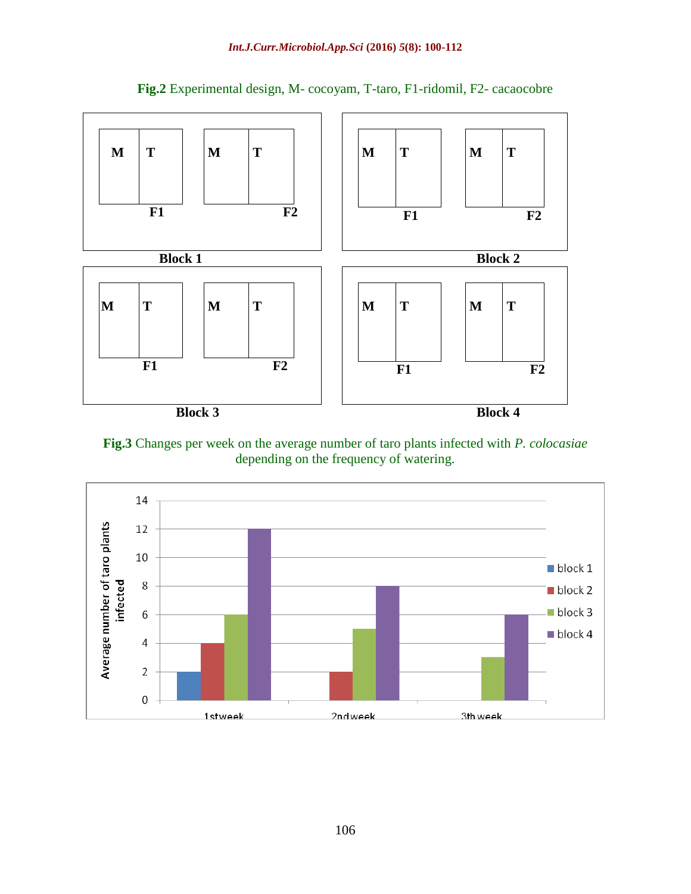**Fig.2** Experimental design, M- cocoyam, T-taro, F1-ridomil, F2- cacaocobre

| | Block 1 | | | Block 2 | |
|---|---|---|---|---|---|
| F1 | M | T | F1 | M | T |
| F2 | M | T | F2 | M | T |

| | Block 3 | | | Block 4 | |
|---|---|---|---|---|---|
| F1 | M | T | F1 | M | T |
| F2 | M | T | F2 | M | T |

**Fig.3** Changes per week on the average number of taro plants infected with *P. colocasiae* depending on the frequency of watering.

| Week | block 1 | block 2 | block 3 | block 4 |
|---|---|---|---|---|
| 1stweek | 2 | 4 | 6 | 12 |
| 2ndweek | 0 | 2 | 5 | 8 |
| 3th week | 0 | 0 | 3 | 6 |

Y-axis: Average number of taro plants infected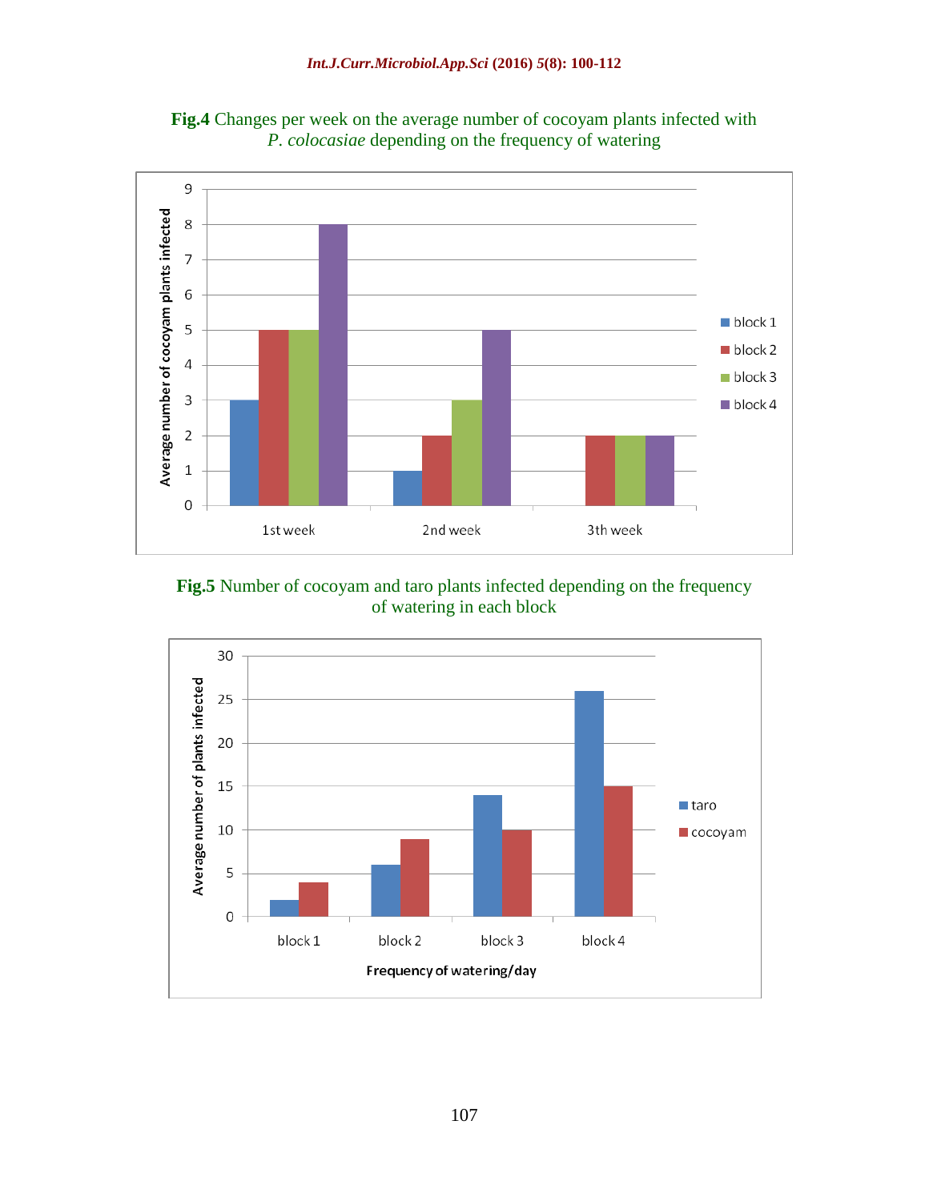**Fig.4** Changes per week on the average number of cocoyam plants infected with *P. colocasiae* depending on the frequency of watering

**Fig.5** Number of cocoyam and taro plants infected depending on the frequency of watering in each block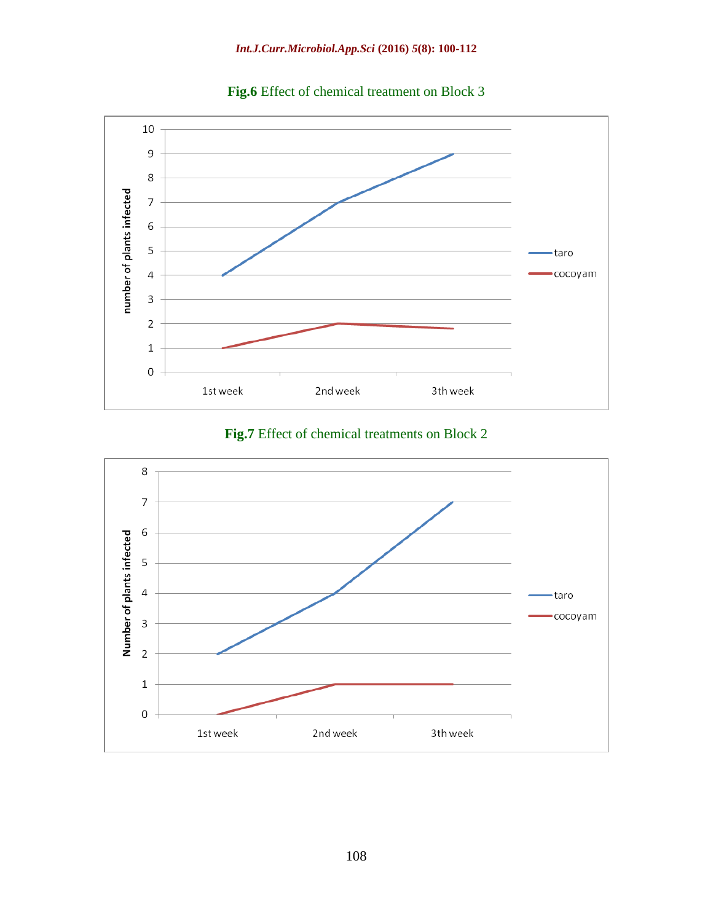**Fig.6** Effect of chemical treatment on Block 3

**Fig.7** Effect of chemical treatments on Block 2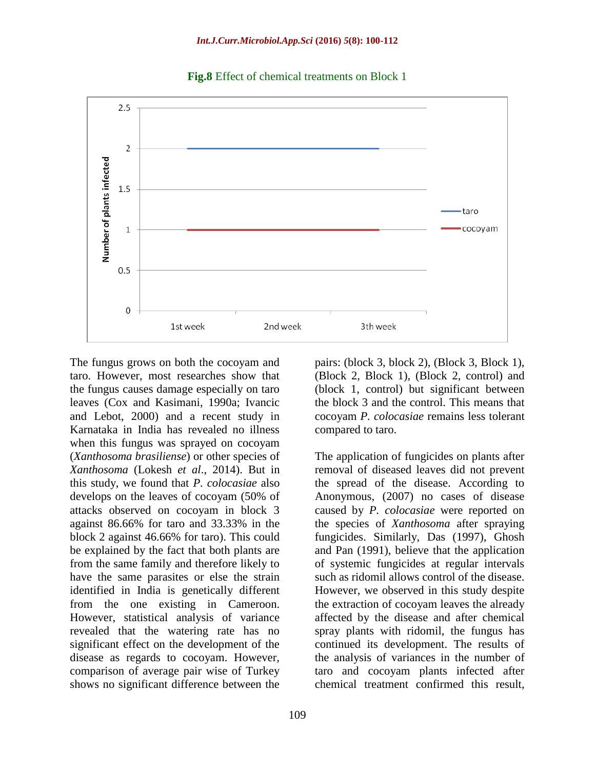**Fig.8** Effect of chemical treatments on Block 1

The fungus grows on both the cocoyam and taro. However, most researches show that the fungus causes damage especially on taro leaves (Cox and Kasimani, 1990a; Ivancic and Lebot, 2000) and a recent study in Karnataka in India has revealed no illness when this fungus was sprayed on cocoyam (*Xanthosoma brasiliense*) or other species of *Xanthosoma* (Lokesh *et al*., 2014). But in this study, we found that *P. colocasiae* also develops on the leaves of cocoyam (50% of attacks observed on cocoyam in block 3 against 86.66% for taro and 33.33% in the block 2 against 46.66% for taro). This could be explained by the fact that both plants are from the same family and therefore likely to have the same parasites or else the strain identified in India is genetically different from the one existing in Cameroon. However, statistical analysis of variance revealed that the watering rate has no significant effect on the development of the disease as regards to cocoyam. However, comparison of average pair wise of Turkey shows no significant difference between the pairs: (block 3, block 2), (Block 3, Block 1), (Block 2, Block 1), (Block 2, control) and (block 1, control) but significant between the block 3 and the control. This means that cocoyam *P. colocasiae* remains less tolerant compared to taro.

The application of fungicides on plants after removal of diseased leaves did not prevent the spread of the disease. According to Anonymous, (2007) no cases of disease caused by *P. colocasiae* were reported on the species of *Xanthosoma* after spraying fungicides. Similarly, Das (1997), Ghosh and Pan (1991), believe that the application of systemic fungicides at regular intervals such as ridomil allows control of the disease. However, we observed in this study despite the extraction of cocoyam leaves the already affected by the disease and after chemical spray plants with ridomil, the fungus has continued its development. The results of the analysis of variances in the number of taro and cocoyam plants infected after chemical treatment confirmed this result,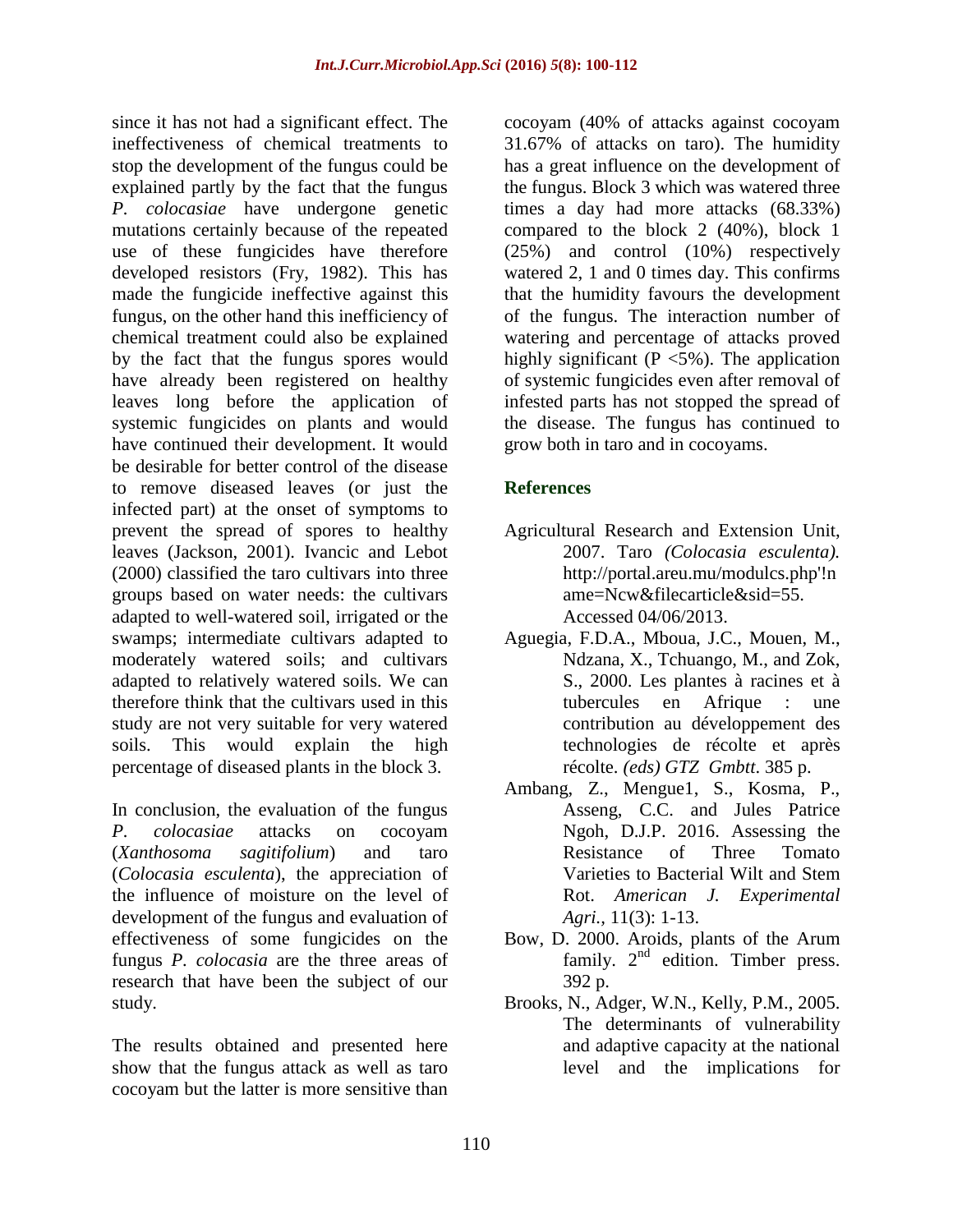since it has not had a significant effect. The ineffectiveness of chemical treatments to stop the development of the fungus could be explained partly by the fact that the fungus *P. colocasiae* have undergone genetic mutations certainly because of the repeated use of these fungicides have therefore developed resistors (Fry, 1982). This has made the fungicide ineffective against this fungus, on the other hand this inefficiency of chemical treatment could also be explained by the fact that the fungus spores would have already been registered on healthy leaves long before the application of systemic fungicides on plants and would have continued their development. It would be desirable for better control of the disease to remove diseased leaves (or just the infected part) at the onset of symptoms to prevent the spread of spores to healthy leaves (Jackson, 2001). Ivancic and Lebot (2000) classified the taro cultivars into three groups based on water needs: the cultivars adapted to well-watered soil, irrigated or the swamps; intermediate cultivars adapted to moderately watered soils; and cultivars adapted to relatively watered soils. We can therefore think that the cultivars used in this study are not very suitable for very watered soils. This would explain the high percentage of diseased plants in the block 3.

In conclusion, the evaluation of the fungus *P. colocasiae* attacks on cocoyam (*Xanthosoma sagitifolium*) and taro (*Colocasia esculenta*), the appreciation of the influence of moisture on the level of development of the fungus and evaluation of effectiveness of some fungicides on the fungus *P. colocasia* are the three areas of research that have been the subject of our study.

The results obtained and presented here show that the fungus attack as well as taro cocoyam but the latter is more sensitive than cocoyam (40% of attacks against cocoyam 31.67% of attacks on taro). The humidity has a great influence on the development of the fungus. Block 3 which was watered three times a day had more attacks (68.33%) compared to the block 2 (40%), block 1 (25%) and control (10%) respectively watered 2, 1 and 0 times day. This confirms that the humidity favours the development of the fungus. The interaction number of watering and percentage of attacks proved highly significant ($P < 5\%$). The application of systemic fungicides even after removal of infested parts has not stopped the spread of the disease. The fungus has continued to grow both in taro and in cocoyams.

## References

Agricultural Research and Extension Unit, 2007. Taro *(Colocasia esculenta).* http://portal.areu.mu/modulcs.php'!name=Ncw&filecarticle&sid=55. Accessed 04/06/2013.

Aguegia, F.D.A., Mboua, J.C., Mouen, M., Ndzana, X., Tchuango, M., and Zok, S., 2000. Les plantes à racines et à tubercules en Afrique : une contribution au développement des technologies de récolte et après récolte. *(eds) GTZ Gmbtt*. 385 p.

Ambang, Z., Mengue1, S., Kosma, P., Asseng, C.C. and Jules Patrice Ngoh, D.J.P. 2016. Assessing the Resistance of Three Tomato Varieties to Bacterial Wilt and Stem Rot. *American J. Experimental Agri.*, 11(3): 1-13.

Bow, D. 2000. Aroids, plants of the Arum family. 2nd edition. Timber press. 392 p.

Brooks, N., Adger, W.N., Kelly, P.M., 2005. The determinants of vulnerability and adaptive capacity at the national level and the implications for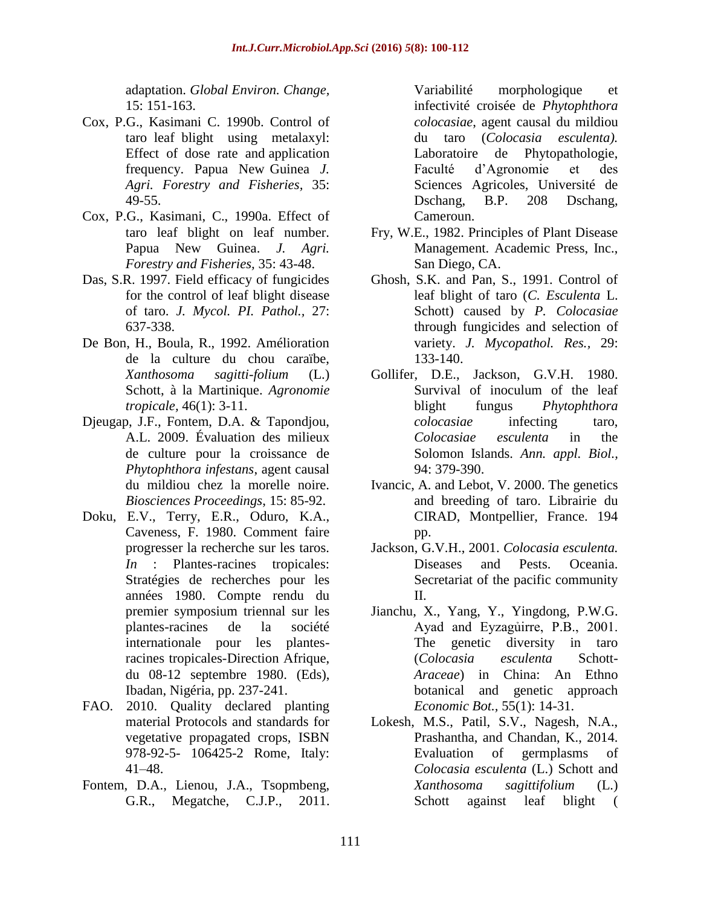adaptation. *Global Environ. Change*, 15: 151-163.

Cox, P.G., Kasimani C. 1990b. Control of taro leaf blight using metalaxyl: Effect of dose rate and application frequency. Papua New Guinea *J. Agri. Forestry and Fisheries*, 35: 49-55.

Cox, P.G., Kasimani, C., 1990a. Effect of taro leaf blight on leaf number. Papua New Guinea. *J. Agri. Forestry and Fisheries*, 35: 43-48.

Das, S.R. 1997. Field efficacy of fungicides for the control of leaf blight disease of taro. *J. Mycol. PI. Pathol.*, 27: 637-338.

De Bon, H., Boula, R., 1992. Amélioration de la culture du chou caraïbe, *Xanthosoma sagitti-folium* (L.) Schott, à la Martinique. *Agronomie tropicale*, 46(1): 3-11.

Djeugap, J.F., Fontem, D.A. & Tapondjou, A.L. 2009. Évaluation des milieux de culture pour la croissance de *Phytophthora infestans*, agent causal du mildiou chez la morelle noire. *Biosciences Proceedings*, 15: 85-92.

Doku, E.V., Terry, E.R., Oduro, K.A., Caveness, F. 1980. Comment faire progresser la recherche sur les taros. *In* : Plantes-racines tropicales: Stratégies de recherches pour les années 1980. Compte rendu du premier symposium triennal sur les plantes-racines de la société internationale pour les plantes-racines tropicales-Direction Afrique, du 08-12 septembre 1980. (Eds), Ibadan, Nigéria, pp. 237-241.

FAO. 2010. Quality declared planting material Protocols and standards for vegetative propagated crops, ISBN 978-92-5- 106425-2 Rome, Italy: 41–48.

Fontem, D.A., Lienou, J.A., Tsopmbeng, G.R., Megatche, C.J.P., 2011. Variabilité morphologique et infectivité croisée de *Phytophthora colocasiae*, agent causal du mildiou du taro (*Colocasia esculenta).* Laboratoire de Phytopathologie, Faculté d'Agronomie et des Sciences Agricoles, Université de Dschang, B.P. 208 Dschang, Cameroun.

Fry, W.E., 1982. Principles of Plant Disease Management. Academic Press, Inc., San Diego, CA.

Ghosh, S.K. and Pan, S., 1991. Control of leaf blight of taro (*C. Esculenta* L. Schott) caused by *P. Colocasiae* through fungicides and selection of variety. *J. Mycopathol. Res.*, 29: 133-140.

Gollifer, D.E., Jackson, G.V.H. 1980. Survival of inoculum of the leaf blight fungus *Phytophthora colocasiae* infecting taro, *Colocasiae esculenta* in the Solomon Islands. *Ann. appl. Biol.*, 94: 379-390.

Ivancic, A. and Lebot, V. 2000. The genetics and breeding of taro. Librairie du CIRAD, Montpellier, France. 194 pp.

Jackson, G.V.H., 2001. *Colocasia esculenta.* Diseases and Pests. Oceania. Secretariat of the pacific community II.

Jianchu, X., Yang, Y., Yingdong, P.W.G. Ayad and Eyzag̊uirre, P.B., 2001. The genetic diversity in taro (*Colocasia esculenta* Schott-*Araceae*) in China: An Ethno botanical and genetic approach *Economic Bot.*, 55(1): 14-31.

Lokesh, M.S., Patil, S.V., Nagesh, N.A., Prashantha, and Chandan, K., 2014. Evaluation of germplasms of *Colocasia esculenta* (L.) Schott and *Xanthosoma sagittifolium* (L.) Schott against leaf blight (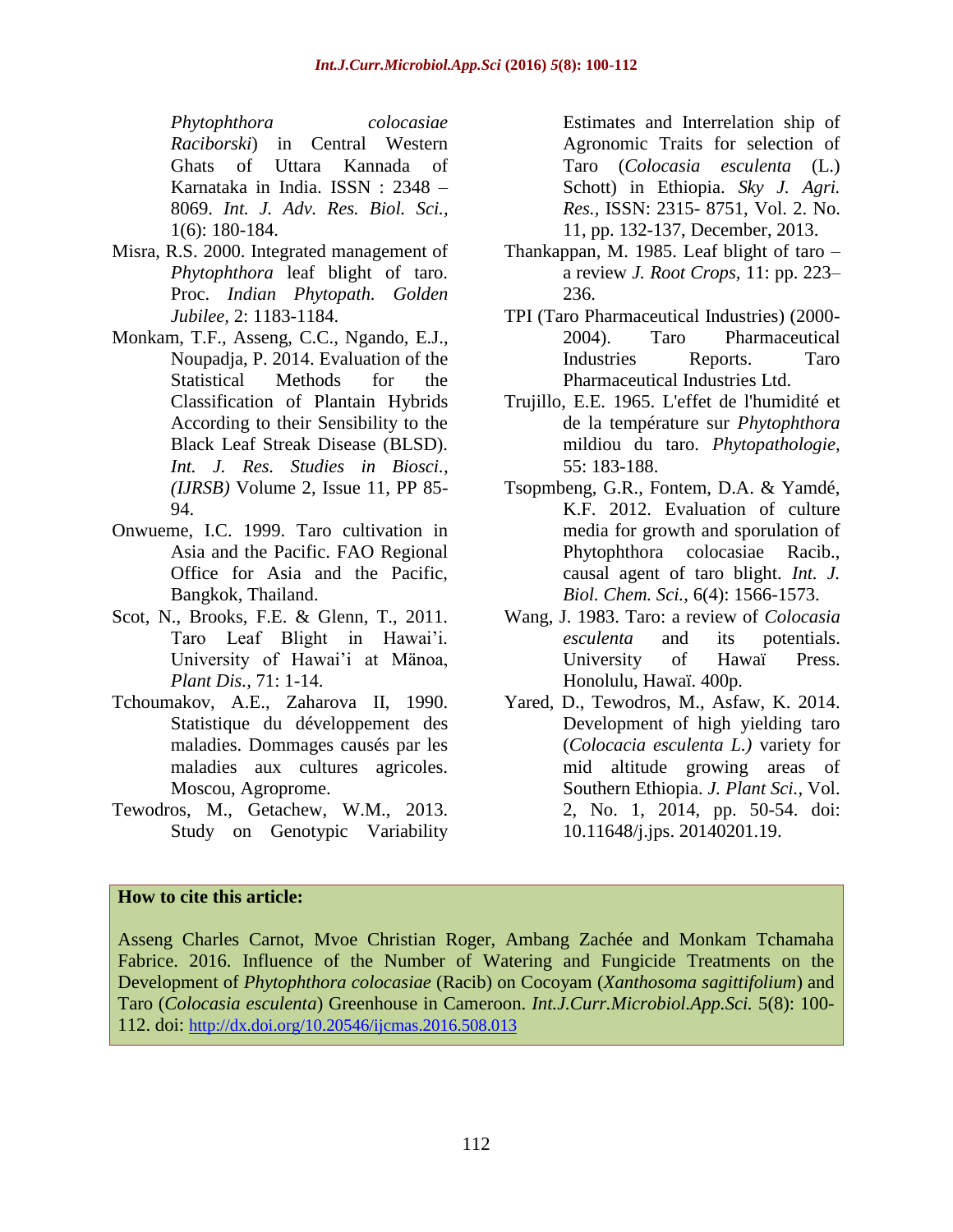*Phytophthora colocasiae Raciborski*) in Central Western Ghats of Uttara Kannada of Karnataka in India. ISSN : 2348 – 8069. *Int. J. Adv. Res. Biol. Sci.*, 1(6): 180-184.

Misra, R.S. 2000. Integrated management of *Phytophthora* leaf blight of taro. Proc. *Indian Phytopath. Golden Jubilee*, 2: 1183-1184.

Monkam, T.F., Asseng, C.C., Ngando, E.J., Noupadja, P. 2014. Evaluation of the Statistical Methods for the Classification of Plantain Hybrids According to their Sensibility to the Black Leaf Streak Disease (BLSD). *Int. J. Res. Studies in Biosci., (IJRSB)* Volume 2, Issue 11, PP 85-94.

Onwueme, I.C. 1999. Taro cultivation in Asia and the Pacific. FAO Regional Office for Asia and the Pacific, Bangkok, Thailand.

Scot, N., Brooks, F.E. & Glenn, T., 2011. Taro Leaf Blight in Hawai'i. University of Hawai'i at Mänoa, *Plant Dis.*, 71: 1-14.

Tchoumakov, A.E., Zaharova II, 1990. Statistique du développement des maladies. Dommages causés par les maladies aux cultures agricoles. Moscou, Agroprome.

Tewodros, M., Getachew, W.M., 2013. Study on Genotypic Variability Estimates and Interrelation ship of Agronomic Traits for selection of Taro (*Colocasia esculenta* (L.) Schott) in Ethiopia. *Sky J. Agri. Res.*, ISSN: 2315- 8751, Vol. 2. No. 11, pp. 132-137, December, 2013.

Thankappan, M. 1985. Leaf blight of taro – a review *J. Root Crops*, 11: pp. 223–236.

TPI (Taro Pharmaceutical Industries) (2000-2004). Taro Pharmaceutical Industries Reports. Taro Pharmaceutical Industries Ltd.

Trujillo, E.E. 1965. L'effet de l'humidité et de la température sur *Phytophthora* mildiou du taro. *Phytopathologie*, 55: 183-188.

Tsopmbeng, G.R., Fontem, D.A. & Yamdé, K.F. 2012. Evaluation of culture media for growth and sporulation of Phytophthora colocasiae Racib., causal agent of taro blight. *Int. J. Biol. Chem. Sci.*, 6(4): 1566-1573.

Wang, J. 1983. Taro: a review of *Colocasia esculenta* and its potentials. University of Hawaï Press. Honolulu, Hawaï. 400p.

Yared, D., Tewodros, M., Asfaw, K. 2014. Development of high yielding taro (*Colocacia esculenta L.)* variety for mid altitude growing areas of Southern Ethiopia. *J. Plant Sci.*, Vol. 2, No. 1, 2014, pp. 50-54. doi: 10.11648/j.jps. 20140201.19.

**How to cite this article:**

Asseng Charles Carnot, Mvoe Christian Roger, Ambang Zachée and Monkam Tchamaha Fabrice. 2016. Influence of the Number of Watering and Fungicide Treatments on the Development of *Phytophthora colocasiae* (Racib) on Cocoyam (*Xanthosoma sagittifolium*) and Taro (*Colocasia esculenta*) Greenhouse in Cameroon. *Int.J.Curr.Microbiol.App.Sci.* 5(8): 100-112. doi: http://dx.doi.org/10.20546/ijcmas.2016.508.013